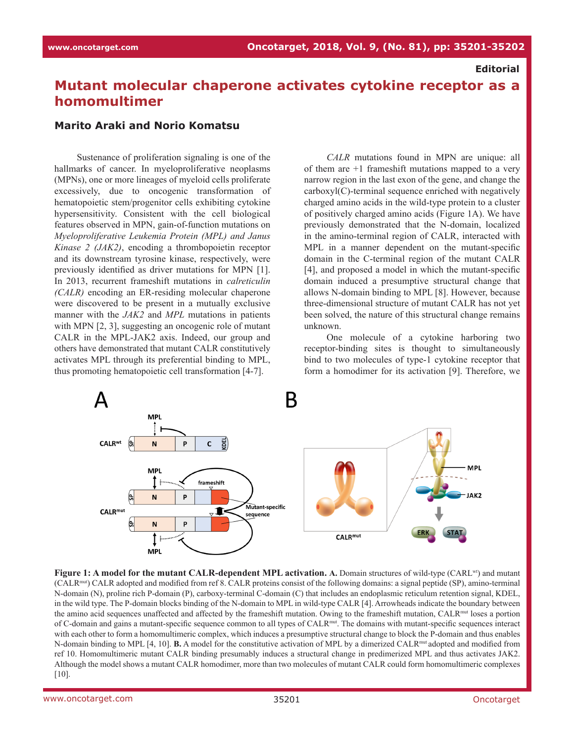Editorial

# Mutant molecular chaperone activates cytokine receptor as a homomultimer

## Marito Araki and Norio Komatsu

Sustenance of proliferation signaling is one of the hallmarks of cancer. In myeloproliferative neoplasms (MPNs), one or more lineages of myeloid cells proliferate excessively, due to oncogenic transformation of hematopoietic stem/progenitor cells exhibiting cytokine hypersensitivity. Consistent with the cell biological features observed in MPN, gain-of-function mutations on *Myeloproliferative Leukemia Protein (MPL) and Janus Kinase 2 (JAK2)*, encoding a thrombopoietin receptor and its downstream tyrosine kinase, respectively, were previously identified as driver mutations for MPN [1]. In 2013, recurrent frameshift mutations in *calreticulin (CALR)* encoding an ER-residing molecular chaperone were discovered to be present in a mutually exclusive manner with the *JAK2* and *MPL* mutations in patients with MPN [2, 3], suggesting an oncogenic role of mutant CALR in the MPL-JAK2 axis. Indeed, our group and others have demonstrated that mutant CALR constitutively activates MPL through its preferential binding to MPL, thus promoting hematopoietic cell transformation [4-7].

*CALR* mutations found in MPN are unique: all of them are +1 frameshift mutations mapped to a very narrow region in the last exon of the gene, and change the carboxyl(C)-terminal sequence enriched with negatively charged amino acids in the wild-type protein to a cluster of positively charged amino acids (Figure 1A). We have previously demonstrated that the N-domain, localized in the amino-terminal region of CALR, interacted with MPL in a manner dependent on the mutant-specific domain in the C-terminal region of the mutant CALR [4], and proposed a model in which the mutant-specific domain induced a presumptive structural change that allows N-domain binding to MPL [8]. However, because three-dimensional structure of mutant CALR has not yet been solved, the nature of this structural change remains unknown.

One molecule of a cytokine harboring two receptor-binding sites is thought to simultaneously bind to two molecules of type-1 cytokine receptor that form a homodimer for its activation [9]. Therefore, we

**Figure 1: A model for the mutant CALR-dependent MPL activation. A.** Domain structures of wild-type (CARL[wt]) and mutant (CALR[mut]) CALR adopted and modified from ref 8. CALR proteins consist of the following domains: a signal peptide (SP), amino-terminal N-domain (N), proline rich P-domain (P), carboxy-terminal C-domain (C) that includes an endoplasmic reticulum retention signal, KDEL, in the wild type. The P-domain blocks binding of the N-domain to MPL in wild-type CALR [4]. Arrowheads indicate the boundary between the amino acid sequences unaffected and affected by the frameshift mutation. Owing to the frameshift mutation, CALR[mut] loses a portion of C-domain and gains a mutant-specific sequence common to all types of CALR[mut]. The domains with mutant-specific sequences interact with each other to form a homomultimeric complex, which induces a presumptive structural change to block the P-domain and thus enables N-domain binding to MPL [4, 10]. **B.** A model for the constitutive activation of MPL by a dimerized CALR[mut] adopted and modified from ref 10. Homomultimeric mutant CALR binding presumably induces a structural change in predimerized MPL and thus activates JAK2. Although the model shows a mutant CALR homodimer, more than two molecules of mutant CALR could form homomultimeric complexes [10].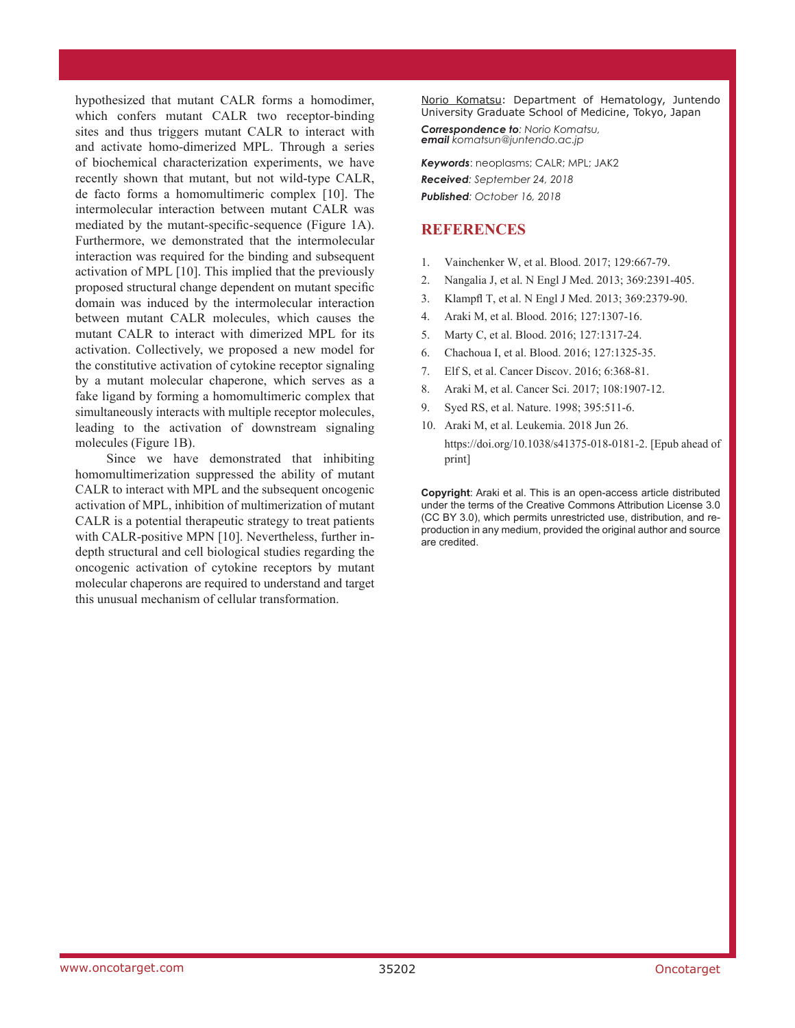hypothesized that mutant CALR forms a homodimer, which confers mutant CALR two receptor-binding sites and thus triggers mutant CALR to interact with and activate homo-dimerized MPL. Through a series of biochemical characterization experiments, we have recently shown that mutant, but not wild-type CALR, de facto forms a homomultimeric complex [10]. The intermolecular interaction between mutant CALR was mediated by the mutant-specific-sequence (Figure 1A). Furthermore, we demonstrated that the intermolecular interaction was required for the binding and subsequent activation of MPL [10]. This implied that the previously proposed structural change dependent on mutant specific domain was induced by the intermolecular interaction between mutant CALR molecules, which causes the mutant CALR to interact with dimerized MPL for its activation. Collectively, we proposed a new model for the constitutive activation of cytokine receptor signaling by a mutant molecular chaperone, which serves as a fake ligand by forming a homomultimeric complex that simultaneously interacts with multiple receptor molecules, leading to the activation of downstream signaling molecules (Figure 1B).

Since we have demonstrated that inhibiting homomultimerization suppressed the ability of mutant CALR to interact with MPL and the subsequent oncogenic activation of MPL, inhibition of multimerization of mutant CALR is a potential therapeutic strategy to treat patients with CALR-positive MPN [10]. Nevertheless, further in-depth structural and cell biological studies regarding the oncogenic activation of cytokine receptors by mutant molecular chaperons are required to understand and target this unusual mechanism of cellular transformation.

Norio Komatsu: Department of Hematology, Juntendo University Graduate School of Medicine, Tokyo, Japan

***Correspondence to**: Norio Komatsu,*
***email** komatsun@juntendo.ac.jp*

***Keywords***: neoplasms; CALR; MPL; JAK2

***Received**: September 24, 2018*

***Published**: October 16, 2018*

## REFERENCES

1. Vainchenker W, et al. Blood. 2017; 129:667-79.
2. Nangalia J, et al. N Engl J Med. 2013; 369:2391-405.
3. Klampfl T, et al. N Engl J Med. 2013; 369:2379-90.
4. Araki M, et al. Blood. 2016; 127:1307-16.
5. Marty C, et al. Blood. 2016; 127:1317-24.
6. Chachoua I, et al. Blood. 2016; 127:1325-35.
7. Elf S, et al. Cancer Discov. 2016; 6:368-81.
8. Araki M, et al. Cancer Sci. 2017; 108:1907-12.
9. Syed RS, et al. Nature. 1998; 395:511-6.
10. Araki M, et al. Leukemia. 2018 Jun 26. https://doi.org/10.1038/s41375-018-0181-2. [Epub ahead of print]

**Copyright**: Araki et al. This is an open-access article distributed under the terms of the Creative Commons Attribution License 3.0 (CC BY 3.0), which permits unrestricted use, distribution, and reproduction in any medium, provided the original author and source are credited.